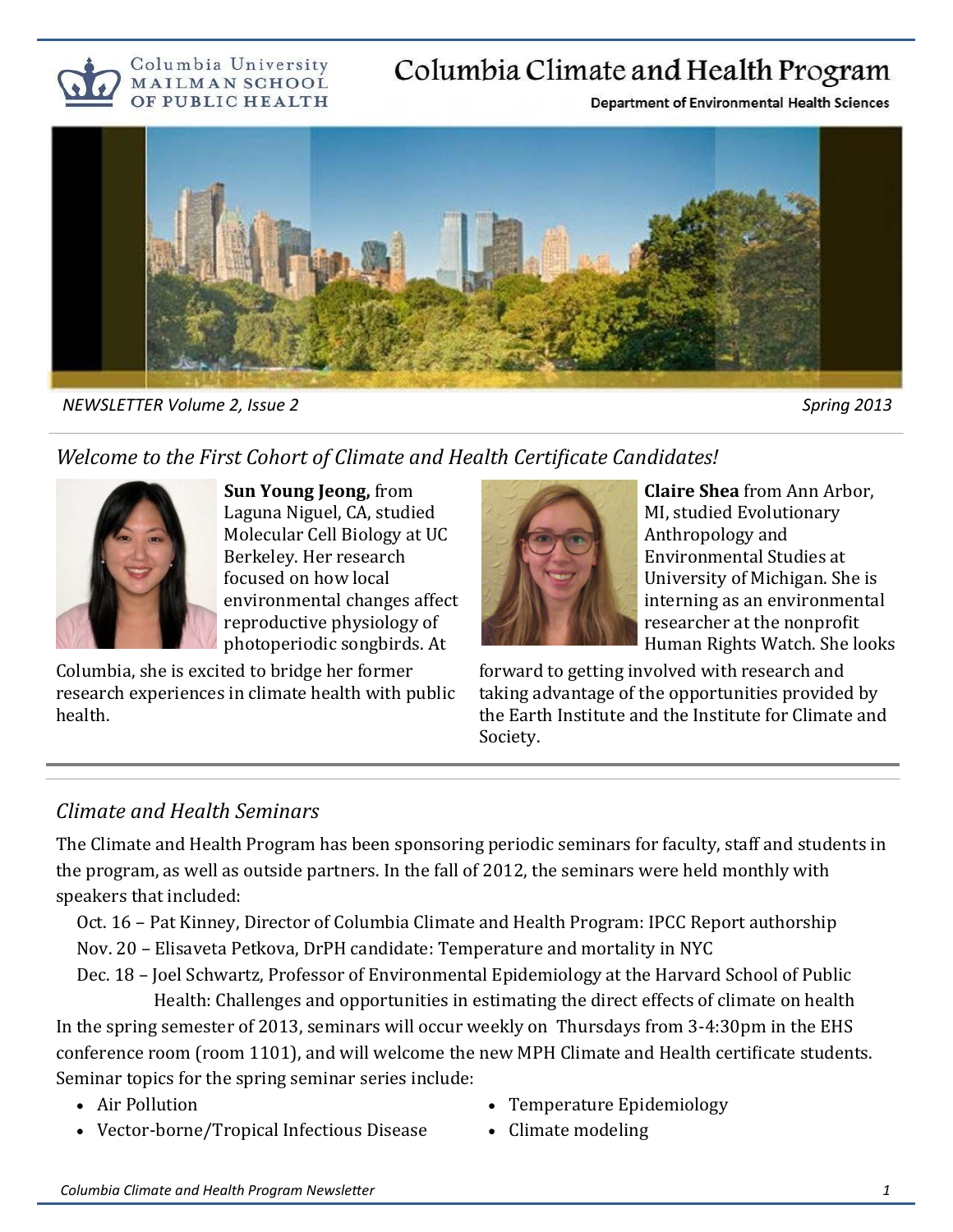Columbia University MAILMAN SCHOOL OF PUBLIC HEALTH

# Columbia Climate and Health Program

**Department of Environmental Health Sciences**

*NEWSLETTER Volume 2, Issue 2* *Spring 2013*

## *Welcome to the First Cohort of Climate and Health Certificate Candidates!*

**Sun Young Jeong,** from Laguna Niguel, CA, studied Molecular Cell Biology at UC Berkeley. Her research focused on how local environmental changes affect reproductive physiology of photoperiodic songbirds. At Columbia, she is excited to bridge her former research experiences in climate health with public health.

**Claire Shea** from Ann Arbor, MI, studied Evolutionary Anthropology and Environmental Studies at University of Michigan. She is interning as an environmental researcher at the nonprofit Human Rights Watch. She looks forward to getting involved with research and taking advantage of the opportunities provided by the Earth Institute and the Institute for Climate and Society.

## *Climate and Health Seminars*

The Climate and Health Program has been sponsoring periodic seminars for faculty, staff and students in the program, as well as outside partners. In the fall of 2012, the seminars were held monthly with speakers that included:

Oct. 16 – Pat Kinney, Director of Columbia Climate and Health Program: IPCC Report authorship
Nov. 20 – Elisaveta Petkova, DrPH candidate: Temperature and mortality in NYC
Dec. 18 – Joel Schwartz, Professor of Environmental Epidemiology at the Harvard School of Public Health: Challenges and opportunities in estimating the direct effects of climate on health

In the spring semester of 2013, seminars will occur weekly on Thursdays from 3-4:30pm in the EHS conference room (room 1101), and will welcome the new MPH Climate and Health certificate students. Seminar topics for the spring seminar series include:

- Air Pollution
- Vector-borne/Tropical Infectious Disease
- Temperature Epidemiology
- Climate modeling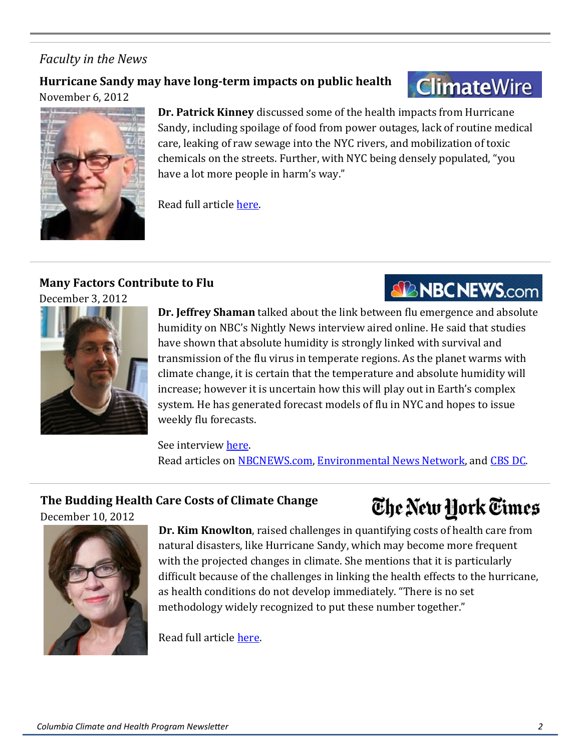*Faculty in the News*

### Hurricane Sandy may have long-term impacts on public health

ClimateWire

November 6, 2012

**Dr. Patrick Kinney** discussed some of the health impacts from Hurricane Sandy, including spoilage of food from power outages, lack of routine medical care, leaking of raw sewage into the NYC rivers, and mobilization of toxic chemicals on the streets. Further, with NYC being densely populated, "you have a lot more people in harm's way."

Read full article here.

### Many Factors Contribute to Flu

NBCNEWS.com

December 3, 2012

**Dr. Jeffrey Shaman** talked about the link between flu emergence and absolute humidity on NBC's Nightly News interview aired online. He said that studies have shown that absolute humidity is strongly linked with survival and transmission of the flu virus in temperate regions. As the planet warms with climate change, it is certain that the temperature and absolute humidity will increase; however it is uncertain how this will play out in Earth's complex system. He has generated forecast models of flu in NYC and hopes to issue weekly flu forecasts.

See interview here.
Read articles on NBCNEWS.com, Environmental News Network, and CBS DC.

### The Budding Health Care Costs of Climate Change

The New York Times

December 10, 2012

**Dr. Kim Knowlton**, raised challenges in quantifying costs of health care from natural disasters, like Hurricane Sandy, which may become more frequent with the projected changes in climate. She mentions that it is particularly difficult because of the challenges in linking the health effects to the hurricane, as health conditions do not develop immediately. "There is no set methodology widely recognized to put these number together."

Read full article here.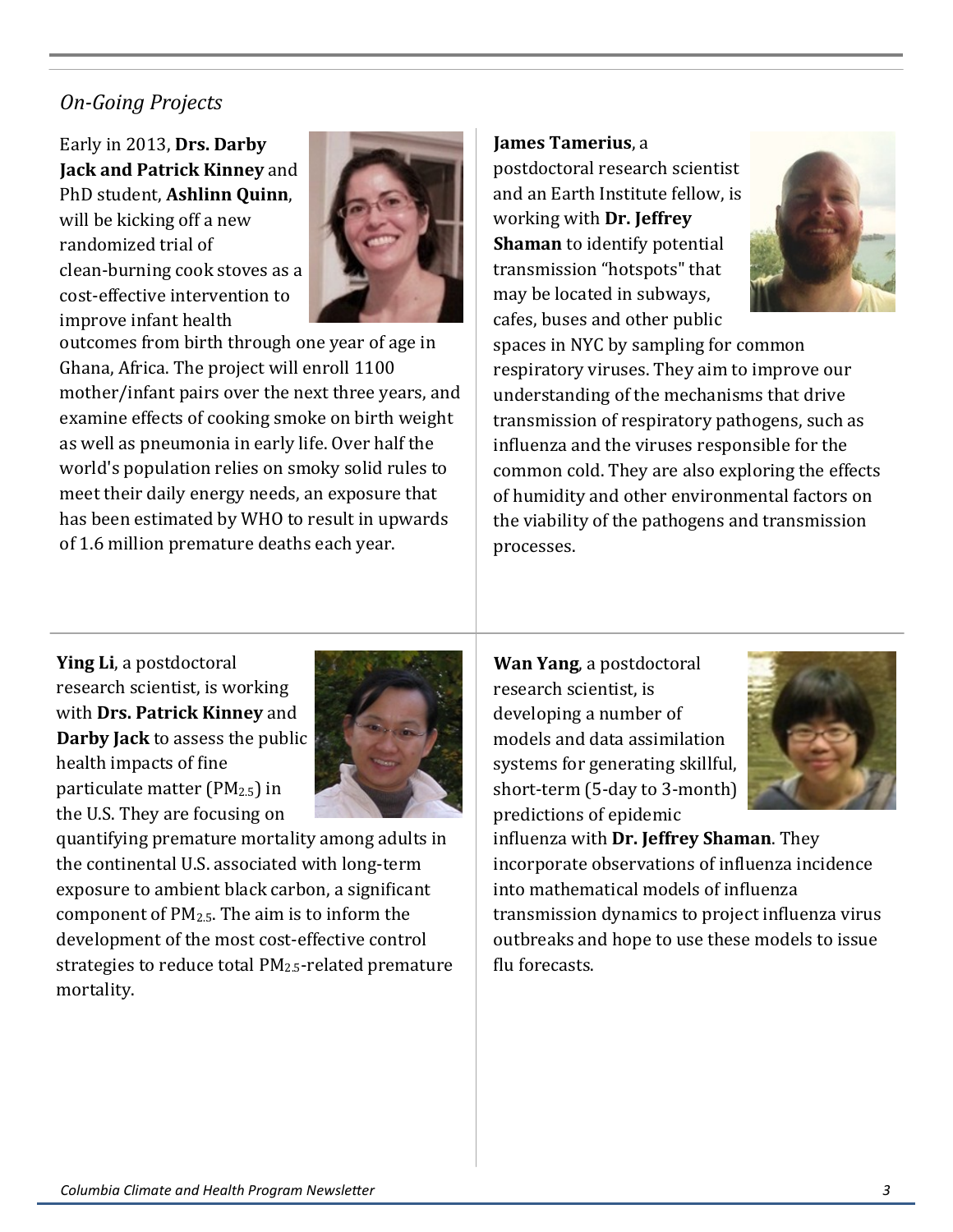*On-Going Projects*

Early in 2013, **Drs. Darby Jack and Patrick Kinney** and PhD student, **Ashlinn Quinn**, will be kicking off a new randomized trial of clean-burning cook stoves as a cost-effective intervention to improve infant health outcomes from birth through one year of age in Ghana, Africa. The project will enroll 1100 mother/infant pairs over the next three years, and examine effects of cooking smoke on birth weight as well as pneumonia in early life. Over half the world's population relies on smoky solid rules to meet their daily energy needs, an exposure that has been estimated by WHO to result in upwards of 1.6 million premature deaths each year.

**James Tamerius**, a postdoctoral research scientist and an Earth Institute fellow, is working with **Dr. Jeffrey Shaman** to identify potential transmission "hotspots" that may be located in subways, cafes, buses and other public spaces in NYC by sampling for common respiratory viruses. They aim to improve our understanding of the mechanisms that drive transmission of respiratory pathogens, such as influenza and the viruses responsible for the common cold. They are also exploring the effects of humidity and other environmental factors on the viability of the pathogens and transmission processes.

**Ying Li**, a postdoctoral research scientist, is working with **Drs. Patrick Kinney** and **Darby Jack** to assess the public health impacts of fine particulate matter ($PM_{2.5}$) in the U.S. They are focusing on quantifying premature mortality among adults in the continental U.S. associated with long-term exposure to ambient black carbon, a significant component of $PM_{2.5}$. The aim is to inform the development of the most cost-effective control strategies to reduce total $PM_{2.5}$-related premature mortality.

**Wan Yang**, a postdoctoral research scientist, is developing a number of models and data assimilation systems for generating skillful, short-term (5-day to 3-month) predictions of epidemic influenza with **Dr. Jeffrey Shaman**. They incorporate observations of influenza incidence into mathematical models of influenza transmission dynamics to project influenza virus outbreaks and hope to use these models to issue flu forecasts.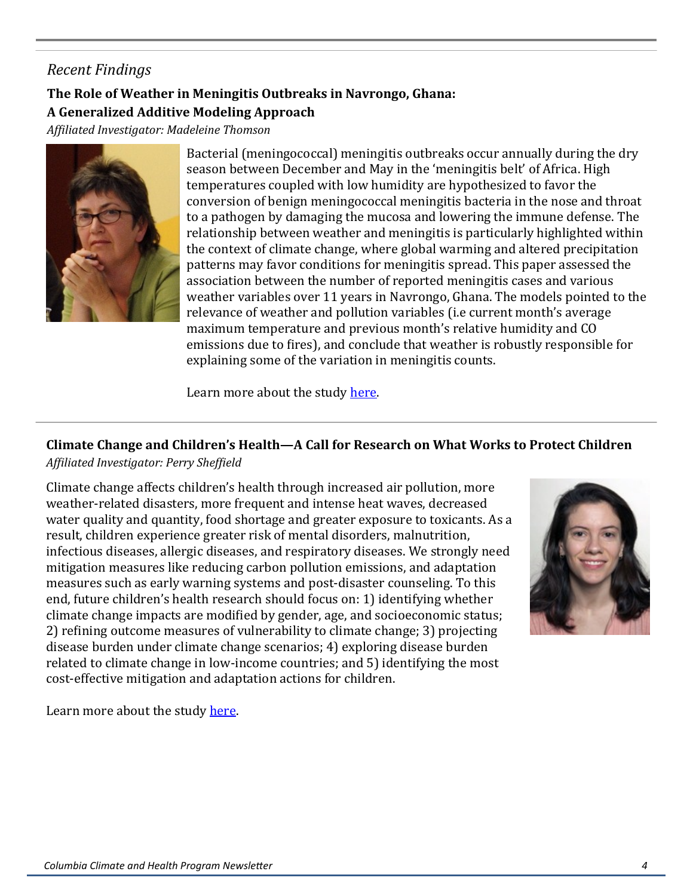*Recent Findings*

**The Role of Weather in Meningitis Outbreaks in Navrongo, Ghana: A Generalized Additive Modeling Approach**

*Affiliated Investigator: Madeleine Thomson*

Bacterial (meningococcal) meningitis outbreaks occur annually during the dry season between December and May in the 'meningitis belt' of Africa. High temperatures coupled with low humidity are hypothesized to favor the conversion of benign meningococcal meningitis bacteria in the nose and throat to a pathogen by damaging the mucosa and lowering the immune defense. The relationship between weather and meningitis is particularly highlighted within the context of climate change, where global warming and altered precipitation patterns may favor conditions for meningitis spread. This paper assessed the association between the number of reported meningitis cases and various weather variables over 11 years in Navrongo, Ghana. The models pointed to the relevance of weather and pollution variables (i.e current month's average maximum temperature and previous month's relative humidity and CO emissions due to fires), and conclude that weather is robustly responsible for explaining some of the variation in meningitis counts.

Learn more about the study here.

---

**Climate Change and Children's Health—A Call for Research on What Works to Protect Children**

*Affiliated Investigator: Perry Sheffield*

Climate change affects children's health through increased air pollution, more weather-related disasters, more frequent and intense heat waves, decreased water quality and quantity, food shortage and greater exposure to toxicants. As a result, children experience greater risk of mental disorders, malnutrition, infectious diseases, allergic diseases, and respiratory diseases. We strongly need mitigation measures like reducing carbon pollution emissions, and adaptation measures such as early warning systems and post-disaster counseling. To this end, future children's health research should focus on: 1) identifying whether climate change impacts are modified by gender, age, and socioeconomic status; 2) refining outcome measures of vulnerability to climate change; 3) projecting disease burden under climate change scenarios; 4) exploring disease burden related to climate change in low-income countries; and 5) identifying the most cost-effective mitigation and adaptation actions for children.

Learn more about the study here.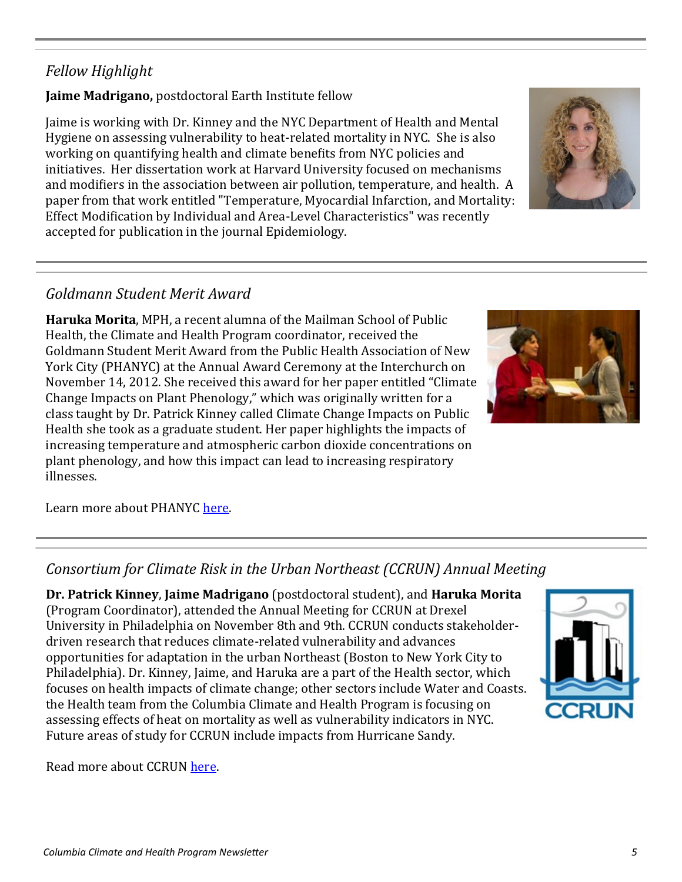## *Fellow Highlight*

**Jaime Madrigano,** postdoctoral Earth Institute fellow

Jaime is working with Dr. Kinney and the NYC Department of Health and Mental Hygiene on assessing vulnerability to heat-related mortality in NYC. She is also working on quantifying health and climate benefits from NYC policies and initiatives. Her dissertation work at Harvard University focused on mechanisms and modifiers in the association between air pollution, temperature, and health. A paper from that work entitled "Temperature, Myocardial Infarction, and Mortality: Effect Modification by Individual and Area-Level Characteristics" was recently accepted for publication in the journal Epidemiology.

## *Goldmann Student Merit Award*

**Haruka Morita**, MPH, a recent alumna of the Mailman School of Public Health, the Climate and Health Program coordinator, received the Goldmann Student Merit Award from the Public Health Association of New York City (PHANYC) at the Annual Award Ceremony at the Interchurch on November 14, 2012. She received this award for her paper entitled "Climate Change Impacts on Plant Phenology," which was originally written for a class taught by Dr. Patrick Kinney called Climate Change Impacts on Public Health she took as a graduate student. Her paper highlights the impacts of increasing temperature and atmospheric carbon dioxide concentrations on plant phenology, and how this impact can lead to increasing respiratory illnesses.

Learn more about PHANYC here.

## *Consortium for Climate Risk in the Urban Northeast (CCRUN) Annual Meeting*

**Dr. Patrick Kinney**, **Jaime Madrigano** (postdoctoral student), and **Haruka Morita** (Program Coordinator), attended the Annual Meeting for CCRUN at Drexel University in Philadelphia on November 8th and 9th. CCRUN conducts stakeholder-driven research that reduces climate-related vulnerability and advances opportunities for adaptation in the urban Northeast (Boston to New York City to Philadelphia). Dr. Kinney, Jaime, and Haruka are a part of the Health sector, which focuses on health impacts of climate change; other sectors include Water and Coasts. the Health team from the Columbia Climate and Health Program is focusing on assessing effects of heat on mortality as well as vulnerability indicators in NYC. Future areas of study for CCRUN include impacts from Hurricane Sandy.

Read more about CCRUN here.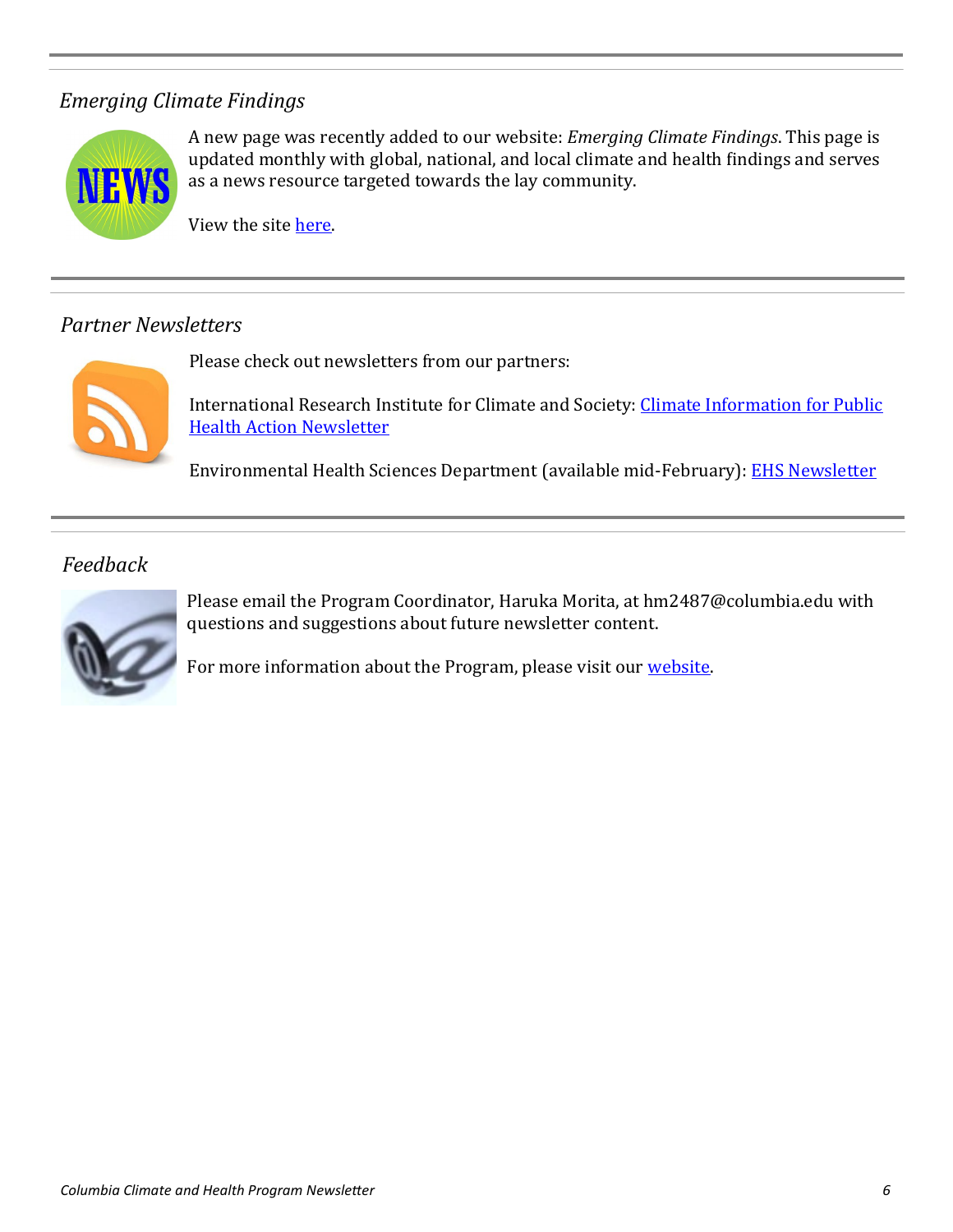## *Emerging Climate Findings*

A new page was recently added to our website: *Emerging Climate Findings*. This page is updated monthly with global, national, and local climate and health findings and serves as a news resource targeted towards the lay community.

View the site [here](#).

## *Partner Newsletters*

Please check out newsletters from our partners:

International Research Institute for Climate and Society: [Climate Information for Public Health Action Newsletter](#)

Environmental Health Sciences Department (available mid-February): [EHS Newsletter](#)

## *Feedback*

Please email the Program Coordinator, Haruka Morita, at hm2487@columbia.edu with questions and suggestions about future newsletter content.

For more information about the Program, please visit our [website](#).